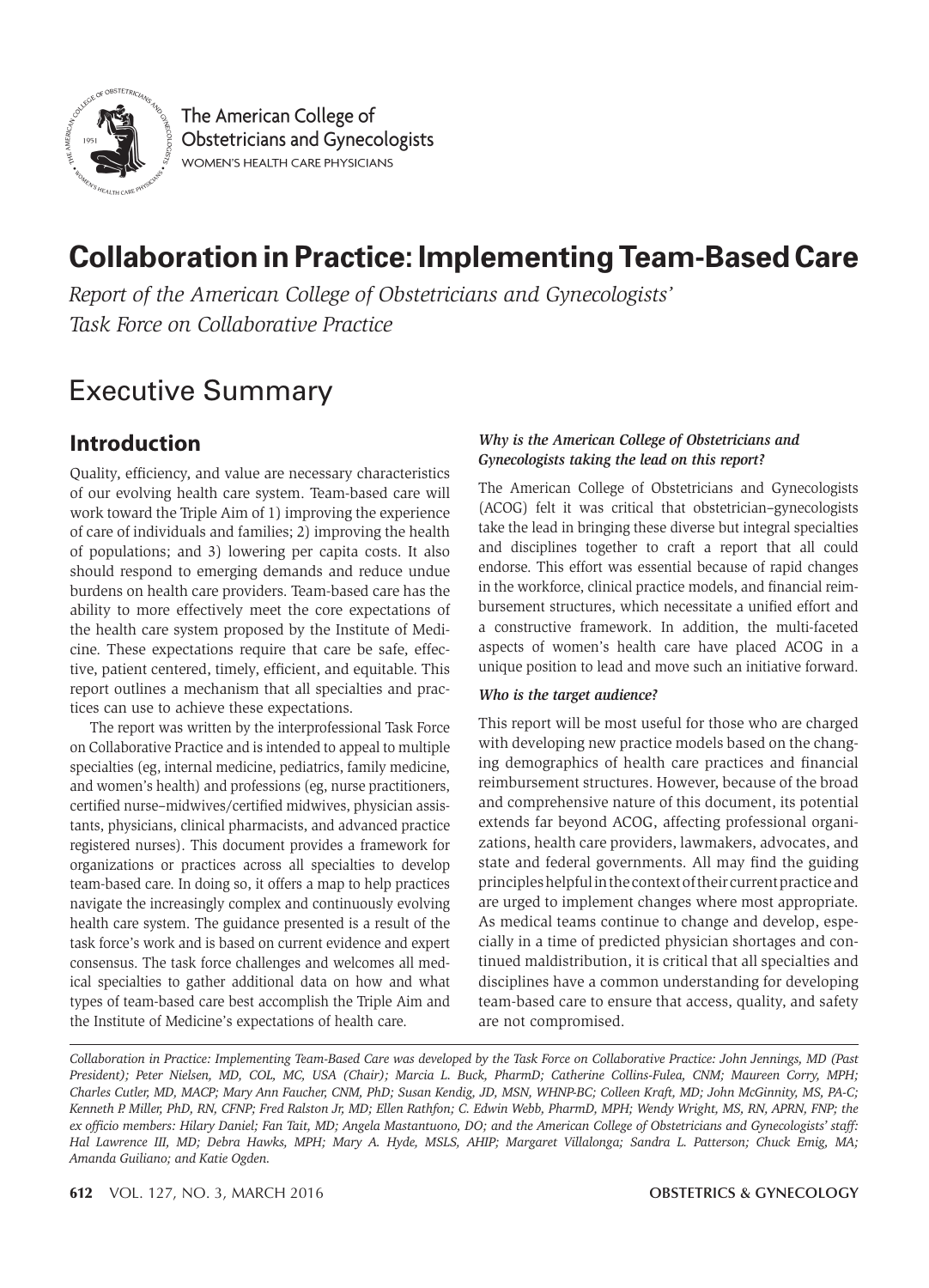The American College of Obstetricians and Gynecologists
WOMEN'S HEALTH CARE PHYSICIANS

# Collaboration in Practice: Implementing Team-Based Care

*Report of the American College of Obstetricians and Gynecologists' Task Force on Collaborative Practice*

# Executive Summary

## Introduction

Quality, efficiency, and value are necessary characteristics of our evolving health care system. Team-based care will work toward the Triple Aim of 1) improving the experience of care of individuals and families; 2) improving the health of populations; and 3) lowering per capita costs. It also should respond to emerging demands and reduce undue burdens on health care providers. Team-based care has the ability to more effectively meet the core expectations of the health care system proposed by the Institute of Medicine. These expectations require that care be safe, effective, patient centered, timely, efficient, and equitable. This report outlines a mechanism that all specialties and practices can use to achieve these expectations.

The report was written by the interprofessional Task Force on Collaborative Practice and is intended to appeal to multiple specialties (eg, internal medicine, pediatrics, family medicine, and women's health) and professions (eg, nurse practitioners, certified nurse–midwives/certified midwives, physician assistants, physicians, clinical pharmacists, and advanced practice registered nurses). This document provides a framework for organizations or practices across all specialties to develop team-based care. In doing so, it offers a map to help practices navigate the increasingly complex and continuously evolving health care system. The guidance presented is a result of the task force's work and is based on current evidence and expert consensus. The task force challenges and welcomes all medical specialties to gather additional data on how and what types of team-based care best accomplish the Triple Aim and the Institute of Medicine's expectations of health care.

### *Why is the American College of Obstetricians and Gynecologists taking the lead on this report?*

The American College of Obstetricians and Gynecologists (ACOG) felt it was critical that obstetrician–gynecologists take the lead in bringing these diverse but integral specialties and disciplines together to craft a report that all could endorse. This effort was essential because of rapid changes in the workforce, clinical practice models, and financial reimbursement structures, which necessitate a unified effort and a constructive framework. In addition, the multi-faceted aspects of women's health care have placed ACOG in a unique position to lead and move such an initiative forward.

### *Who is the target audience?*

This report will be most useful for those who are charged with developing new practice models based on the changing demographics of health care practices and financial reimbursement structures. However, because of the broad and comprehensive nature of this document, its potential extends far beyond ACOG, affecting professional organizations, health care providers, lawmakers, advocates, and state and federal governments. All may find the guiding principles helpful in the context of their current practice and are urged to implement changes where most appropriate. As medical teams continue to change and develop, especially in a time of predicted physician shortages and continued maldistribution, it is critical that all specialties and disciplines have a common understanding for developing team-based care to ensure that access, quality, and safety are not compromised.

---

*Collaboration in Practice: Implementing Team-Based Care was developed by the Task Force on Collaborative Practice: John Jennings, MD (Past President); Peter Nielsen, MD, COL, MC, USA (Chair); Marcia L. Buck, PharmD; Catherine Collins-Fulea, CNM; Maureen Corry, MPH; Charles Cutler, MD, MACP; Mary Ann Faucher, CNM, PhD; Susan Kendig, JD, MSN, WHNP-BC; Colleen Kraft, MD; John McGinnity, MS, PA-C; Kenneth P. Miller, PhD, RN, CFNP; Fred Ralston Jr, MD; Ellen Rathfon; C. Edwin Webb, PharmD, MPH; Wendy Wright, MS, RN, APRN, FNP; the ex officio members: Hilary Daniel; Fan Tait, MD; Angela Mastantuono, DO; and the American College of Obstetricians and Gynecologists' staff: Hal Lawrence III, MD; Debra Hawks, MPH; Mary A. Hyde, MSLS, AHIP; Margaret Villalonga; Sandra L. Patterson; Chuck Emig, MA; Amanda Guiliano; and Katie Ogden.*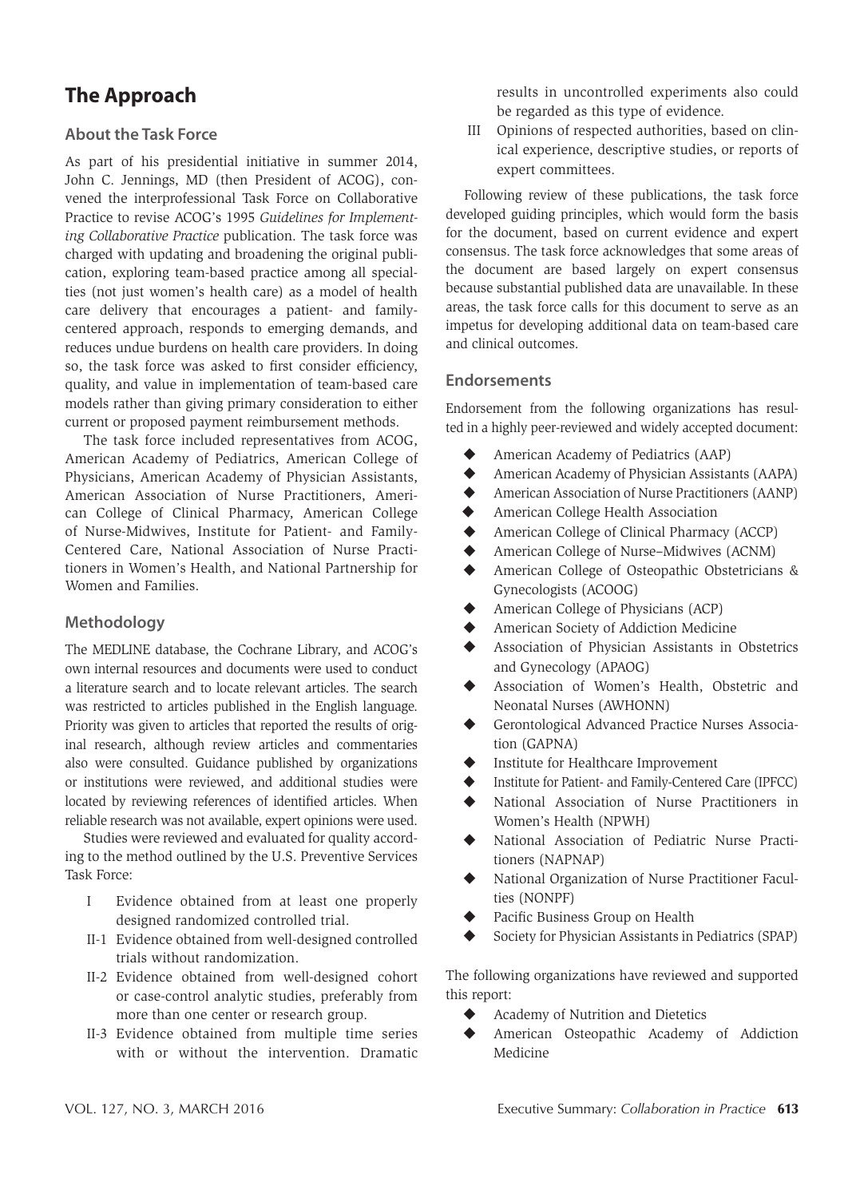# The Approach

## About the Task Force

As part of his presidential initiative in summer 2014, John C. Jennings, MD (then President of ACOG), convened the interprofessional Task Force on Collaborative Practice to revise ACOG's 1995 *Guidelines for Implementing Collaborative Practice* publication. The task force was charged with updating and broadening the original publication, exploring team-based practice among all specialties (not just women's health care) as a model of health care delivery that encourages a patient- and family-centered approach, responds to emerging demands, and reduces undue burdens on health care providers. In doing so, the task force was asked to first consider efficiency, quality, and value in implementation of team-based care models rather than giving primary consideration to either current or proposed payment reimbursement methods.

The task force included representatives from ACOG, American Academy of Pediatrics, American College of Physicians, American Academy of Physician Assistants, American Association of Nurse Practitioners, American College of Clinical Pharmacy, American College of Nurse-Midwives, Institute for Patient- and Family-Centered Care, National Association of Nurse Practitioners in Women's Health, and National Partnership for Women and Families.

## Methodology

The MEDLINE database, the Cochrane Library, and ACOG's own internal resources and documents were used to conduct a literature search and to locate relevant articles. The search was restricted to articles published in the English language. Priority was given to articles that reported the results of original research, although review articles and commentaries also were consulted. Guidance published by organizations or institutions were reviewed, and additional studies were located by reviewing references of identified articles. When reliable research was not available, expert opinions were used.

Studies were reviewed and evaluated for quality according to the method outlined by the U.S. Preventive Services Task Force:

- I Evidence obtained from at least one properly designed randomized controlled trial.
- II-1 Evidence obtained from well-designed controlled trials without randomization.
- II-2 Evidence obtained from well-designed cohort or case-control analytic studies, preferably from more than one center or research group.
- II-3 Evidence obtained from multiple time series with or without the intervention. Dramatic results in uncontrolled experiments also could be regarded as this type of evidence.
- III Opinions of respected authorities, based on clinical experience, descriptive studies, or reports of expert committees.

Following review of these publications, the task force developed guiding principles, which would form the basis for the document, based on current evidence and expert consensus. The task force acknowledges that some areas of the document are based largely on expert consensus because substantial published data are unavailable. In these areas, the task force calls for this document to serve as an impetus for developing additional data on team-based care and clinical outcomes.

## Endorsements

Endorsement from the following organizations has resulted in a highly peer-reviewed and widely accepted document:

- American Academy of Pediatrics (AAP)
- American Academy of Physician Assistants (AAPA)
- American Association of Nurse Practitioners (AANP)
- American College Health Association
- American College of Clinical Pharmacy (ACCP)
- American College of Nurse–Midwives (ACNM)
- American College of Osteopathic Obstetricians & Gynecologists (ACOOG)
- American College of Physicians (ACP)
- American Society of Addiction Medicine
- Association of Physician Assistants in Obstetrics and Gynecology (APAOG)
- Association of Women's Health, Obstetric and Neonatal Nurses (AWHONN)
- Gerontological Advanced Practice Nurses Association (GAPNA)
- Institute for Healthcare Improvement
- Institute for Patient- and Family-Centered Care (IPFCC)
- National Association of Nurse Practitioners in Women's Health (NPWH)
- National Association of Pediatric Nurse Practitioners (NAPNAP)
- National Organization of Nurse Practitioner Faculties (NONPF)
- Pacific Business Group on Health
- Society for Physician Assistants in Pediatrics (SPAP)

The following organizations have reviewed and supported this report:

- Academy of Nutrition and Dietetics
- American Osteopathic Academy of Addiction Medicine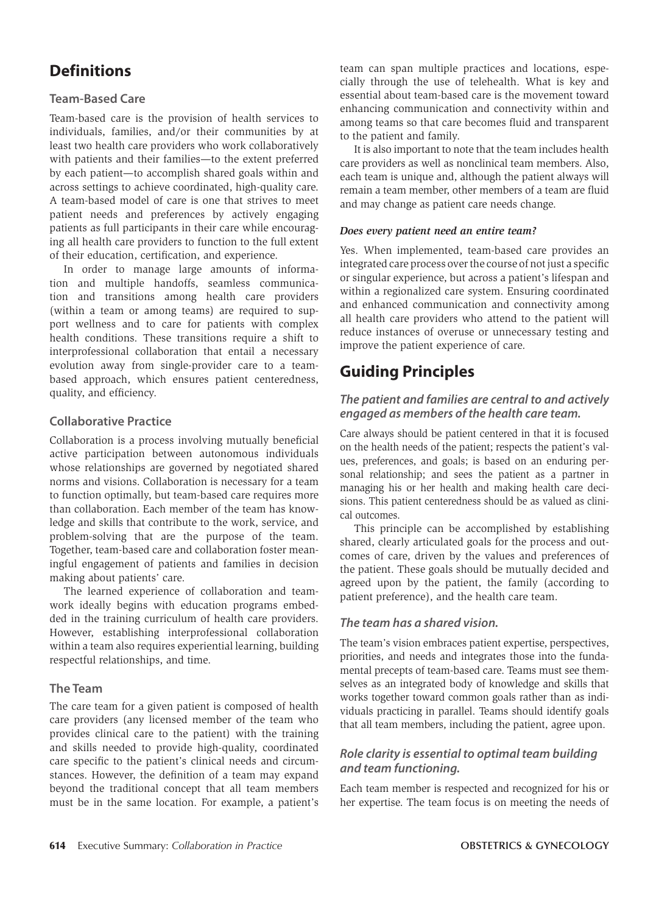## Definitions

### Team-Based Care

Team-based care is the provision of health services to individuals, families, and/or their communities by at least two health care providers who work collaboratively with patients and their families—to the extent preferred by each patient—to accomplish shared goals within and across settings to achieve coordinated, high-quality care. A team-based model of care is one that strives to meet patient needs and preferences by actively engaging patients as full participants in their care while encouraging all health care providers to function to the full extent of their education, certification, and experience.

In order to manage large amounts of information and multiple handoffs, seamless communication and transitions among health care providers (within a team or among teams) are required to support wellness and to care for patients with complex health conditions. These transitions require a shift to interprofessional collaboration that entail a necessary evolution away from single-provider care to a team-based approach, which ensures patient centeredness, quality, and efficiency.

### Collaborative Practice

Collaboration is a process involving mutually beneficial active participation between autonomous individuals whose relationships are governed by negotiated shared norms and visions. Collaboration is necessary for a team to function optimally, but team-based care requires more than collaboration. Each member of the team has knowledge and skills that contribute to the work, service, and problem-solving that are the purpose of the team. Together, team-based care and collaboration foster meaningful engagement of patients and families in decision making about patients' care.

The learned experience of collaboration and teamwork ideally begins with education programs embedded in the training curriculum of health care providers. However, establishing interprofessional collaboration within a team also requires experiential learning, building respectful relationships, and time.

### The Team

The care team for a given patient is composed of health care providers (any licensed member of the team who provides clinical care to the patient) with the training and skills needed to provide high-quality, coordinated care specific to the patient's clinical needs and circumstances. However, the definition of a team may expand beyond the traditional concept that all team members must be in the same location. For example, a patient's team can span multiple practices and locations, especially through the use of telehealth. What is key and essential about team-based care is the movement toward enhancing communication and connectivity within and among teams so that care becomes fluid and transparent to the patient and family.

It is also important to note that the team includes health care providers as well as nonclinical team members. Also, each team is unique and, although the patient always will remain a team member, other members of a team are fluid and may change as patient care needs change.

#### *Does every patient need an entire team?*

Yes. When implemented, team-based care provides an integrated care process over the course of not just a specific or singular experience, but across a patient's lifespan and within a regionalized care system. Ensuring coordinated and enhanced communication and connectivity among all health care providers who attend to the patient will reduce instances of overuse or unnecessary testing and improve the patient experience of care.

## Guiding Principles

### *The patient and families are central to and actively engaged as members of the health care team.*

Care always should be patient centered in that it is focused on the health needs of the patient; respects the patient's values, preferences, and goals; is based on an enduring personal relationship; and sees the patient as a partner in managing his or her health and making health care decisions. This patient centeredness should be as valued as clinical outcomes.

This principle can be accomplished by establishing shared, clearly articulated goals for the process and outcomes of care, driven by the values and preferences of the patient. These goals should be mutually decided and agreed upon by the patient, the family (according to patient preference), and the health care team.

### *The team has a shared vision.*

The team's vision embraces patient expertise, perspectives, priorities, and needs and integrates those into the fundamental precepts of team-based care. Teams must see themselves as an integrated body of knowledge and skills that works together toward common goals rather than as individuals practicing in parallel. Teams should identify goals that all team members, including the patient, agree upon.

### *Role clarity is essential to optimal team building and team functioning.*

Each team member is respected and recognized for his or her expertise. The team focus is on meeting the needs of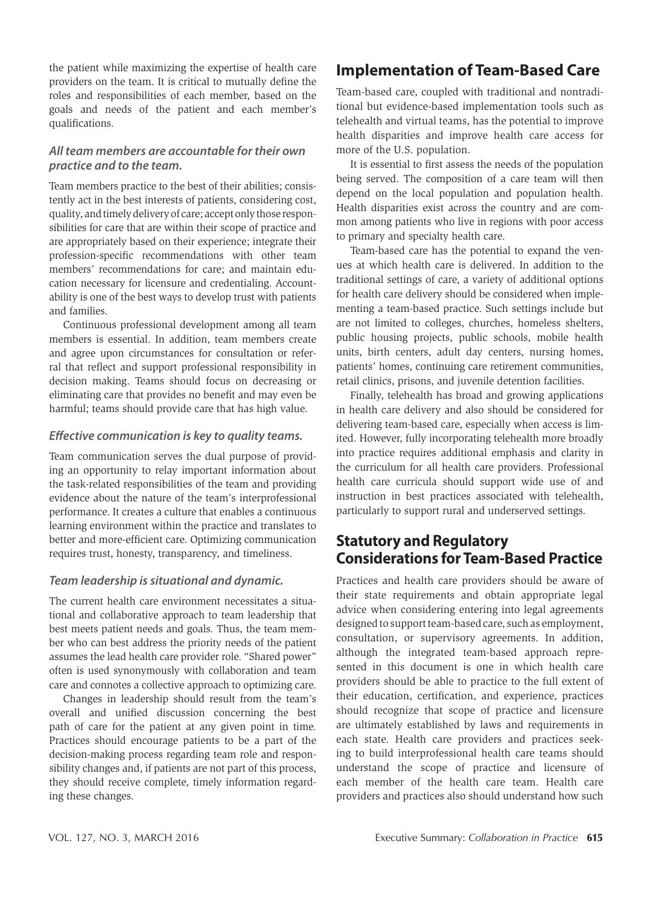the patient while maximizing the expertise of health care providers on the team. It is critical to mutually define the roles and responsibilities of each member, based on the goals and needs of the patient and each member's qualifications.

### *All team members are accountable for their own practice and to the team.*

Team members practice to the best of their abilities; consistently act in the best interests of patients, considering cost, quality, and timely delivery of care; accept only those responsibilities for care that are within their scope of practice and are appropriately based on their experience; integrate their profession-specific recommendations with other team members' recommendations for care; and maintain education necessary for licensure and credentialing. Accountability is one of the best ways to develop trust with patients and families.

Continuous professional development among all team members is essential. In addition, team members create and agree upon circumstances for consultation or referral that reflect and support professional responsibility in decision making. Teams should focus on decreasing or eliminating care that provides no benefit and may even be harmful; teams should provide care that has high value.

### *Effective communication is key to quality teams.*

Team communication serves the dual purpose of providing an opportunity to relay important information about the task-related responsibilities of the team and providing evidence about the nature of the team's interprofessional performance. It creates a culture that enables a continuous learning environment within the practice and translates to better and more-efficient care. Optimizing communication requires trust, honesty, transparency, and timeliness.

### *Team leadership is situational and dynamic.*

The current health care environment necessitates a situational and collaborative approach to team leadership that best meets patient needs and goals. Thus, the team member who can best address the priority needs of the patient assumes the lead health care provider role. "Shared power" often is used synonymously with collaboration and team care and connotes a collective approach to optimizing care.

Changes in leadership should result from the team's overall and unified discussion concerning the best path of care for the patient at any given point in time. Practices should encourage patients to be a part of the decision-making process regarding team role and responsibility changes and, if patients are not part of this process, they should receive complete, timely information regarding these changes.

## Implementation of Team-Based Care

Team-based care, coupled with traditional and nontraditional but evidence-based implementation tools such as telehealth and virtual teams, has the potential to improve health disparities and improve health care access for more of the U.S. population.

It is essential to first assess the needs of the population being served. The composition of a care team will then depend on the local population and population health. Health disparities exist across the country and are common among patients who live in regions with poor access to primary and specialty health care.

Team-based care has the potential to expand the venues at which health care is delivered. In addition to the traditional settings of care, a variety of additional options for health care delivery should be considered when implementing a team-based practice. Such settings include but are not limited to colleges, churches, homeless shelters, public housing projects, public schools, mobile health units, birth centers, adult day centers, nursing homes, patients' homes, continuing care retirement communities, retail clinics, prisons, and juvenile detention facilities.

Finally, telehealth has broad and growing applications in health care delivery and also should be considered for delivering team-based care, especially when access is limited. However, fully incorporating telehealth more broadly into practice requires additional emphasis and clarity in the curriculum for all health care providers. Professional health care curricula should support wide use of and instruction in best practices associated with telehealth, particularly to support rural and underserved settings.

## Statutory and Regulatory Considerations for Team-Based Practice

Practices and health care providers should be aware of their state requirements and obtain appropriate legal advice when considering entering into legal agreements designed to support team-based care, such as employment, consultation, or supervisory agreements. In addition, although the integrated team-based approach represented in this document is one in which health care providers should be able to practice to the full extent of their education, certification, and experience, practices should recognize that scope of practice and licensure are ultimately established by laws and requirements in each state. Health care providers and practices seeking to build interprofessional health care teams should understand the scope of practice and licensure of each member of the health care team. Health care providers and practices also should understand how such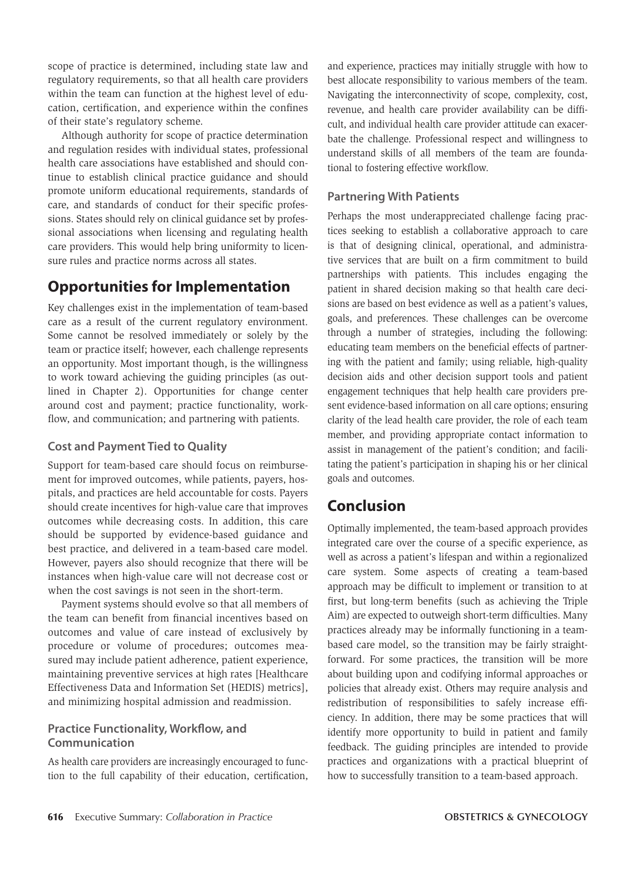scope of practice is determined, including state law and regulatory requirements, so that all health care providers within the team can function at the highest level of education, certification, and experience within the confines of their state's regulatory scheme.

Although authority for scope of practice determination and regulation resides with individual states, professional health care associations have established and should continue to establish clinical practice guidance and should promote uniform educational requirements, standards of care, and standards of conduct for their specific professions. States should rely on clinical guidance set by professional associations when licensing and regulating health care providers. This would help bring uniformity to licensure rules and practice norms across all states.

## Opportunities for Implementation

Key challenges exist in the implementation of team-based care as a result of the current regulatory environment. Some cannot be resolved immediately or solely by the team or practice itself; however, each challenge represents an opportunity. Most important though, is the willingness to work toward achieving the guiding principles (as outlined in Chapter 2). Opportunities for change center around cost and payment; practice functionality, workflow, and communication; and partnering with patients.

### Cost and Payment Tied to Quality

Support for team-based care should focus on reimbursement for improved outcomes, while patients, payers, hospitals, and practices are held accountable for costs. Payers should create incentives for high-value care that improves outcomes while decreasing costs. In addition, this care should be supported by evidence-based guidance and best practice, and delivered in a team-based care model. However, payers also should recognize that there will be instances when high-value care will not decrease cost or when the cost savings is not seen in the short-term.

Payment systems should evolve so that all members of the team can benefit from financial incentives based on outcomes and value of care instead of exclusively by procedure or volume of procedures; outcomes measured may include patient adherence, patient experience, maintaining preventive services at high rates [Healthcare Effectiveness Data and Information Set (HEDIS) metrics], and minimizing hospital admission and readmission.

### Practice Functionality, Workflow, and Communication

As health care providers are increasingly encouraged to function to the full capability of their education, certification, and experience, practices may initially struggle with how to best allocate responsibility to various members of the team. Navigating the interconnectivity of scope, complexity, cost, revenue, and health care provider availability can be difficult, and individual health care provider attitude can exacerbate the challenge. Professional respect and willingness to understand skills of all members of the team are foundational to fostering effective workflow.

### Partnering With Patients

Perhaps the most underappreciated challenge facing practices seeking to establish a collaborative approach to care is that of designing clinical, operational, and administrative services that are built on a firm commitment to build partnerships with patients. This includes engaging the patient in shared decision making so that health care decisions are based on best evidence as well as a patient's values, goals, and preferences. These challenges can be overcome through a number of strategies, including the following: educating team members on the beneficial effects of partnering with the patient and family; using reliable, high-quality decision aids and other decision support tools and patient engagement techniques that help health care providers present evidence-based information on all care options; ensuring clarity of the lead health care provider, the role of each team member, and providing appropriate contact information to assist in management of the patient's condition; and facilitating the patient's participation in shaping his or her clinical goals and outcomes.

## Conclusion

Optimally implemented, the team-based approach provides integrated care over the course of a specific experience, as well as across a patient's lifespan and within a regionalized care system. Some aspects of creating a team-based approach may be difficult to implement or transition to at first, but long-term benefits (such as achieving the Triple Aim) are expected to outweigh short-term difficulties. Many practices already may be informally functioning in a team-based care model, so the transition may be fairly straightforward. For some practices, the transition will be more about building upon and codifying informal approaches or policies that already exist. Others may require analysis and redistribution of responsibilities to safely increase efficiency. In addition, there may be some practices that will identify more opportunity to build in patient and family feedback. The guiding principles are intended to provide practices and organizations with a practical blueprint of how to successfully transition to a team-based approach.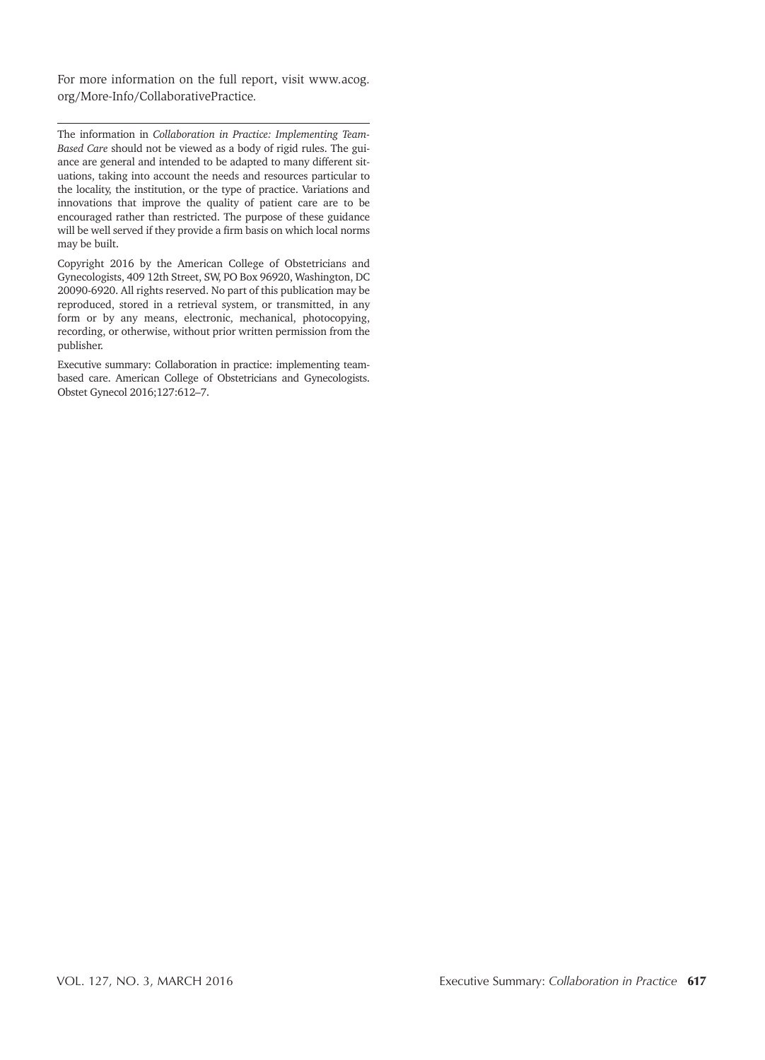For more information on the full report, visit www.acog.org/More-Info/CollaborativePractice.

---

The information in *Collaboration in Practice: Implementing Team-Based Care* should not be viewed as a body of rigid rules. The guiance are general and intended to be adapted to many different situations, taking into account the needs and resources particular to the locality, the institution, or the type of practice. Variations and innovations that improve the quality of patient care are to be encouraged rather than restricted. The purpose of these guidance will be well served if they provide a firm basis on which local norms may be built.

Copyright 2016 by the American College of Obstetricians and Gynecologists, 409 12th Street, SW, PO Box 96920, Washington, DC 20090-6920. All rights reserved. No part of this publication may be reproduced, stored in a retrieval system, or transmitted, in any form or by any means, electronic, mechanical, photocopying, recording, or otherwise, without prior written permission from the publisher.

Executive summary: Collaboration in practice: implementing team-based care. American College of Obstetricians and Gynecologists. Obstet Gynecol 2016;127:612–7.